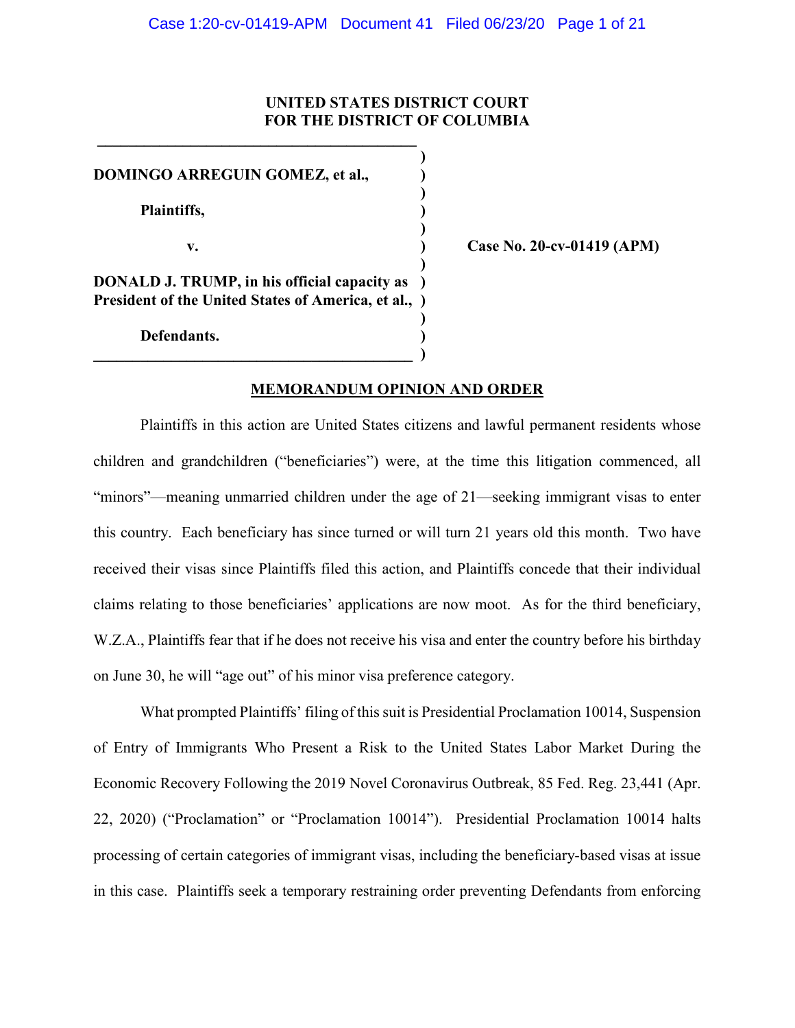**UNITED STATES DISTRICT COURT**
**FOR THE DISTRICT OF COLUMBIA**

| | | |
|---|---|---|
| **DOMINGO ARREGUIN GOMEZ, et al.,** | ) | |
| **Plaintiffs,** | ) | |
| **v.** | ) | **Case No. 20-cv-01419 (APM)** |
| **DONALD J. TRUMP, in his official capacity as President of the United States of America, et al.,** | ) | |
| **Defendants.** | ) | |

## MEMORANDUM OPINION AND ORDER

Plaintiffs in this action are United States citizens and lawful permanent residents whose children and grandchildren ("beneficiaries") were, at the time this litigation commenced, all "minors"—meaning unmarried children under the age of 21—seeking immigrant visas to enter this country. Each beneficiary has since turned or will turn 21 years old this month. Two have received their visas since Plaintiffs filed this action, and Plaintiffs concede that their individual claims relating to those beneficiaries' applications are now moot. As for the third beneficiary, W.Z.A., Plaintiffs fear that if he does not receive his visa and enter the country before his birthday on June 30, he will "age out" of his minor visa preference category.

What prompted Plaintiffs' filing of this suit is Presidential Proclamation 10014, Suspension of Entry of Immigrants Who Present a Risk to the United States Labor Market During the Economic Recovery Following the 2019 Novel Coronavirus Outbreak, 85 Fed. Reg. 23,441 (Apr. 22, 2020) ("Proclamation" or "Proclamation 10014"). Presidential Proclamation 10014 halts processing of certain categories of immigrant visas, including the beneficiary-based visas at issue in this case. Plaintiffs seek a temporary restraining order preventing Defendants from enforcing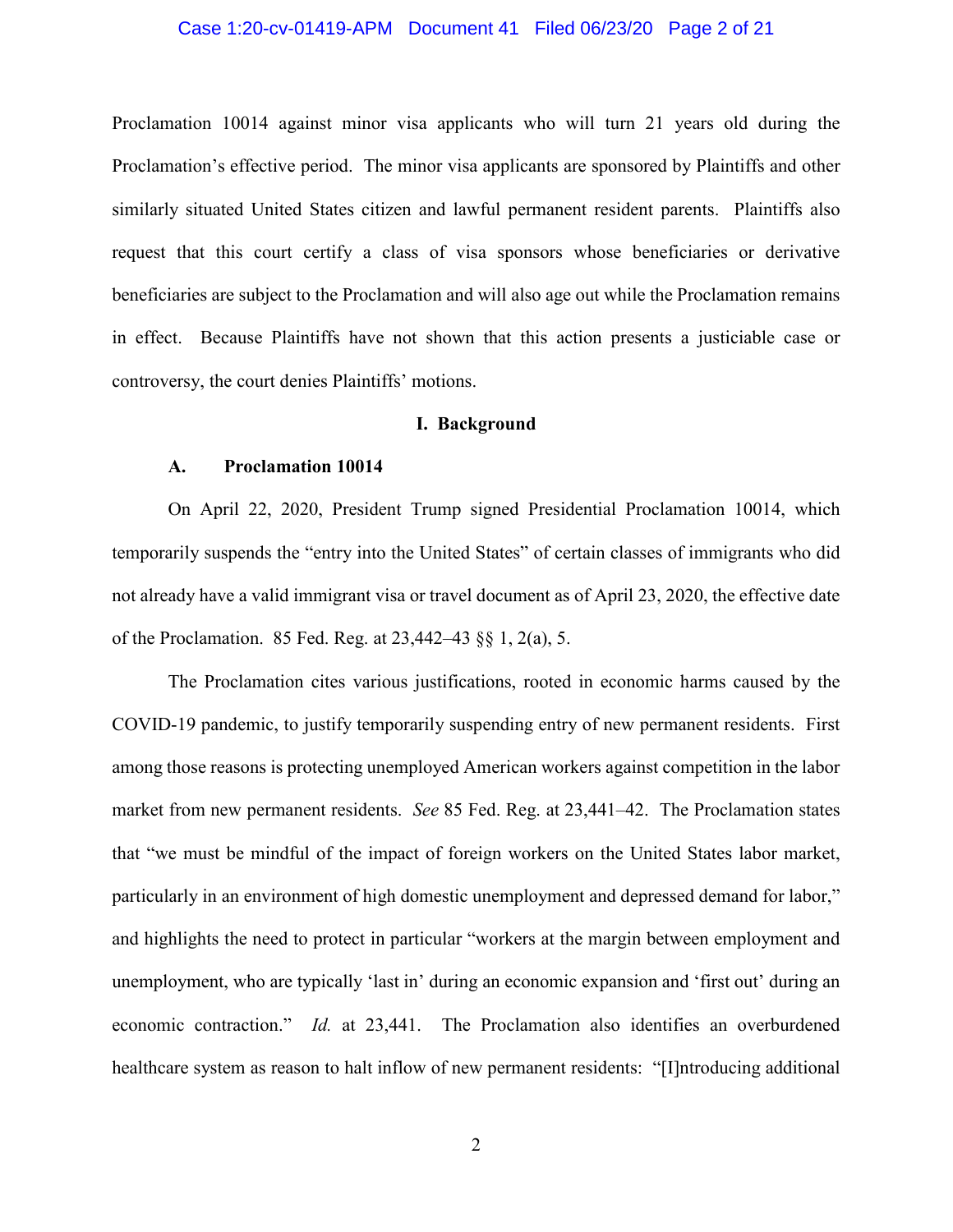Proclamation 10014 against minor visa applicants who will turn 21 years old during the Proclamation's effective period. The minor visa applicants are sponsored by Plaintiffs and other similarly situated United States citizen and lawful permanent resident parents. Plaintiffs also request that this court certify a class of visa sponsors whose beneficiaries or derivative beneficiaries are subject to the Proclamation and will also age out while the Proclamation remains in effect. Because Plaintiffs have not shown that this action presents a justiciable case or controversy, the court denies Plaintiffs' motions.

## I. Background

### A. Proclamation 10014

On April 22, 2020, President Trump signed Presidential Proclamation 10014, which temporarily suspends the "entry into the United States" of certain classes of immigrants who did not already have a valid immigrant visa or travel document as of April 23, 2020, the effective date of the Proclamation. 85 Fed. Reg. at 23,442–43 §§ 1, 2(a), 5.

The Proclamation cites various justifications, rooted in economic harms caused by the COVID-19 pandemic, to justify temporarily suspending entry of new permanent residents. First among those reasons is protecting unemployed American workers against competition in the labor market from new permanent residents. *See* 85 Fed. Reg. at 23,441–42. The Proclamation states that "we must be mindful of the impact of foreign workers on the United States labor market, particularly in an environment of high domestic unemployment and depressed demand for labor," and highlights the need to protect in particular "workers at the margin between employment and unemployment, who are typically 'last in' during an economic expansion and 'first out' during an economic contraction." *Id.* at 23,441. The Proclamation also identifies an overburdened healthcare system as reason to halt inflow of new permanent residents: "[I]ntroducing additional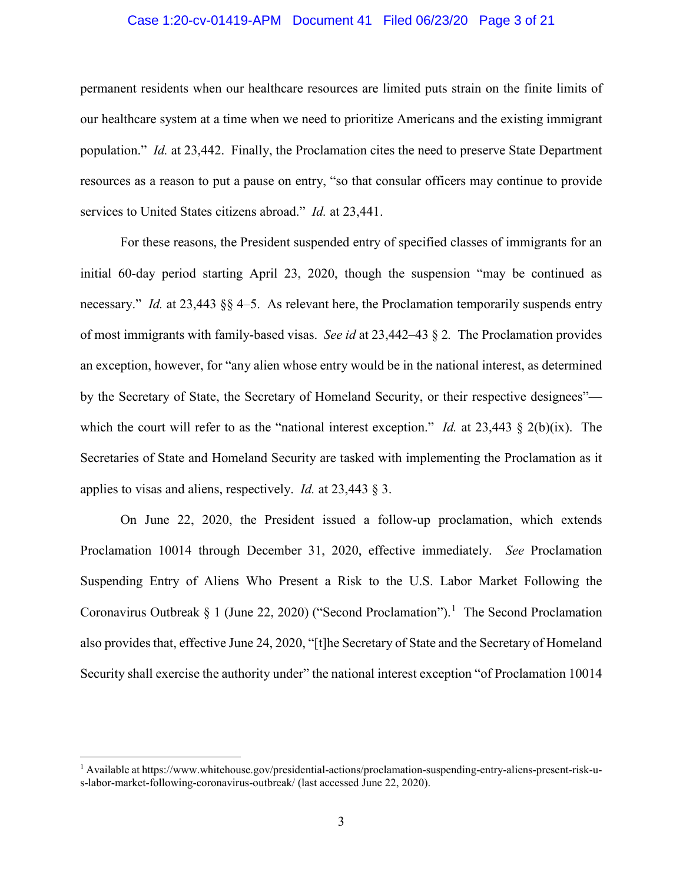permanent residents when our healthcare resources are limited puts strain on the finite limits of our healthcare system at a time when we need to prioritize Americans and the existing immigrant population." *Id.* at 23,442. Finally, the Proclamation cites the need to preserve State Department resources as a reason to put a pause on entry, "so that consular officers may continue to provide services to United States citizens abroad." *Id.* at 23,441.

For these reasons, the President suspended entry of specified classes of immigrants for an initial 60-day period starting April 23, 2020, though the suspension "may be continued as necessary." *Id.* at 23,443 §§ 4–5. As relevant here, the Proclamation temporarily suspends entry of most immigrants with family-based visas. *See id* at 23,442–43 § 2*.* The Proclamation provides an exception, however, for "any alien whose entry would be in the national interest, as determined by the Secretary of State, the Secretary of Homeland Security, or their respective designees"—which the court will refer to as the "national interest exception." *Id.* at 23,443 § 2(b)(ix). The Secretaries of State and Homeland Security are tasked with implementing the Proclamation as it applies to visas and aliens, respectively. *Id.* at 23,443 § 3.

On June 22, 2020, the President issued a follow-up proclamation, which extends Proclamation 10014 through December 31, 2020, effective immediately. *See* Proclamation Suspending Entry of Aliens Who Present a Risk to the U.S. Labor Market Following the Coronavirus Outbreak § 1 (June 22, 2020) ("Second Proclamation").[1] The Second Proclamation also provides that, effective June 24, 2020, "[t]he Secretary of State and the Secretary of Homeland Security shall exercise the authority under" the national interest exception "of Proclamation 10014

[1] Available at https://www.whitehouse.gov/presidential-actions/proclamation-suspending-entry-aliens-present-risk-u-s-labor-market-following-coronavirus-outbreak/ (last accessed June 22, 2020).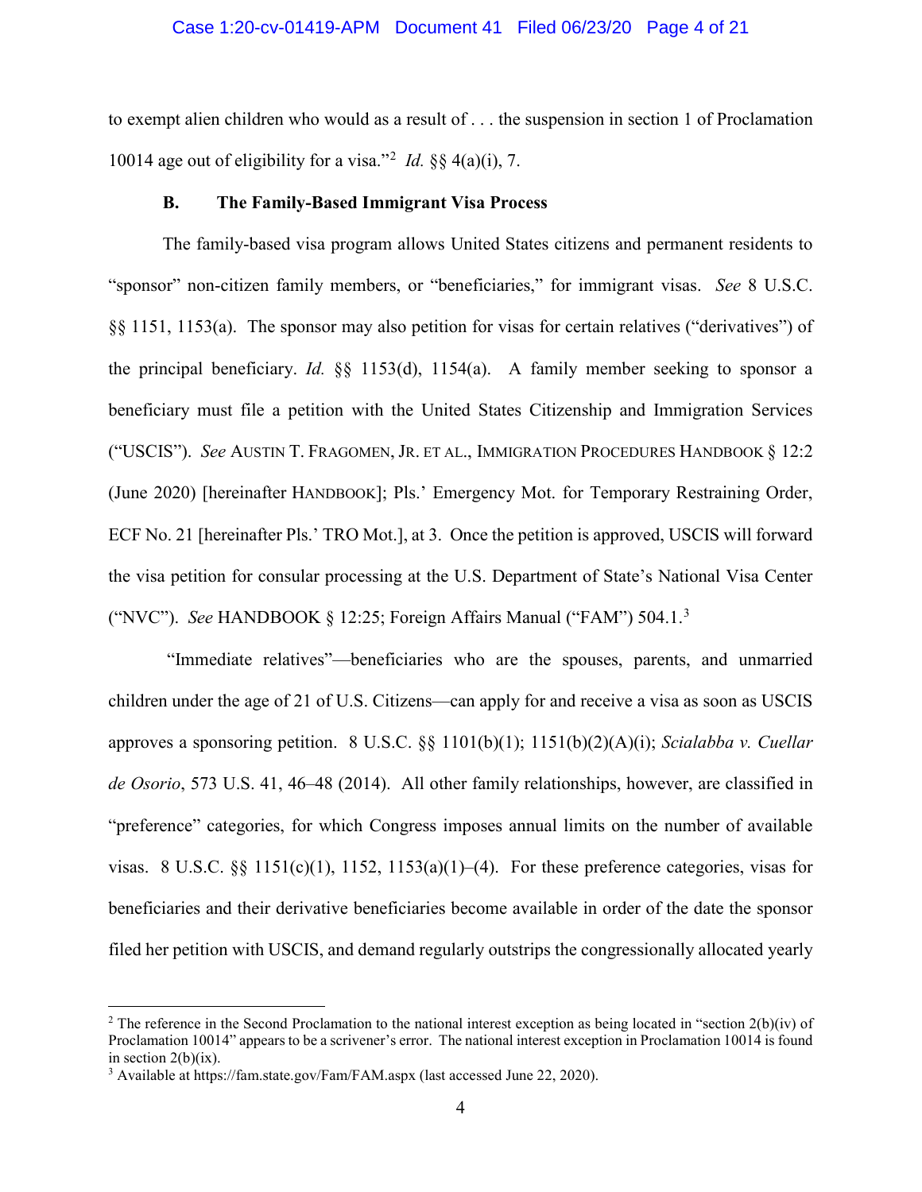to exempt alien children who would as a result of . . . the suspension in section 1 of Proclamation 10014 age out of eligibility for a visa."[2] *Id.* §§ 4(a)(i), 7.

### B. The Family-Based Immigrant Visa Process

The family-based visa program allows United States citizens and permanent residents to "sponsor" non-citizen family members, or "beneficiaries," for immigrant visas. *See* 8 U.S.C. §§ 1151, 1153(a). The sponsor may also petition for visas for certain relatives ("derivatives") of the principal beneficiary. *Id.* §§ 1153(d), 1154(a). A family member seeking to sponsor a beneficiary must file a petition with the United States Citizenship and Immigration Services ("USCIS"). *See* AUSTIN T. FRAGOMEN, JR. ET AL., IMMIGRATION PROCEDURES HANDBOOK § 12:2 (June 2020) [hereinafter HANDBOOK]; Pls.' Emergency Mot. for Temporary Restraining Order, ECF No. 21 [hereinafter Pls.' TRO Mot.], at 3. Once the petition is approved, USCIS will forward the visa petition for consular processing at the U.S. Department of State's National Visa Center ("NVC"). *See* HANDBOOK § 12:25; Foreign Affairs Manual ("FAM") 504.1.[3]

"Immediate relatives"—beneficiaries who are the spouses, parents, and unmarried children under the age of 21 of U.S. Citizens—can apply for and receive a visa as soon as USCIS approves a sponsoring petition. 8 U.S.C. §§ 1101(b)(1); 1151(b)(2)(A)(i); *Scialabba v. Cuellar de Osorio*, 573 U.S. 41, 46–48 (2014). All other family relationships, however, are classified in "preference" categories, for which Congress imposes annual limits on the number of available visas. 8 U.S.C. §§ 1151(c)(1), 1152, 1153(a)(1)–(4). For these preference categories, visas for beneficiaries and their derivative beneficiaries become available in order of the date the sponsor filed her petition with USCIS, and demand regularly outstrips the congressionally allocated yearly

---

[2] The reference in the Second Proclamation to the national interest exception as being located in "section 2(b)(iv) of Proclamation 10014" appears to be a scrivener's error. The national interest exception in Proclamation 10014 is found in section 2(b)(ix).

[3] Available at https://fam.state.gov/Fam/FAM.aspx (last accessed June 22, 2020).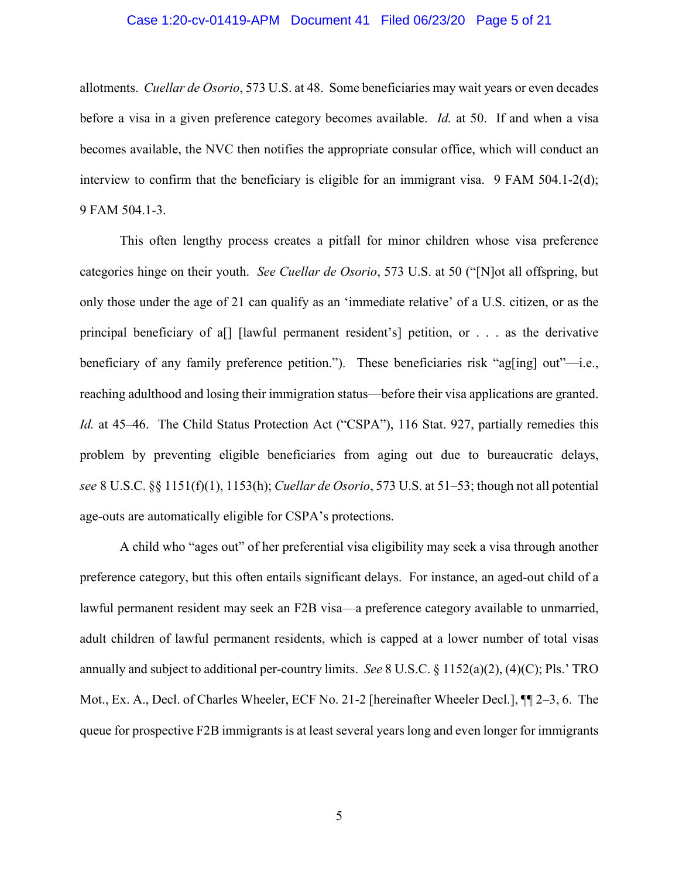allotments. *Cuellar de Osorio*, 573 U.S. at 48. Some beneficiaries may wait years or even decades before a visa in a given preference category becomes available. *Id.* at 50. If and when a visa becomes available, the NVC then notifies the appropriate consular office, which will conduct an interview to confirm that the beneficiary is eligible for an immigrant visa. 9 FAM 504.1-2(d); 9 FAM 504.1-3.

This often lengthy process creates a pitfall for minor children whose visa preference categories hinge on their youth. *See Cuellar de Osorio*, 573 U.S. at 50 ("[N]ot all offspring, but only those under the age of 21 can qualify as an 'immediate relative' of a U.S. citizen, or as the principal beneficiary of a[] [lawful permanent resident's] petition, or . . . as the derivative beneficiary of any family preference petition."). These beneficiaries risk "ag[ing] out"—i.e., reaching adulthood and losing their immigration status—before their visa applications are granted. *Id.* at 45–46. The Child Status Protection Act ("CSPA"), 116 Stat. 927, partially remedies this problem by preventing eligible beneficiaries from aging out due to bureaucratic delays, *see* 8 U.S.C. §§ 1151(f)(1), 1153(h); *Cuellar de Osorio*, 573 U.S. at 51–53; though not all potential age-outs are automatically eligible for CSPA's protections.

A child who "ages out" of her preferential visa eligibility may seek a visa through another preference category, but this often entails significant delays. For instance, an aged-out child of a lawful permanent resident may seek an F2B visa—a preference category available to unmarried, adult children of lawful permanent residents, which is capped at a lower number of total visas annually and subject to additional per-country limits. *See* 8 U.S.C. § 1152(a)(2), (4)(C); Pls.' TRO Mot., Ex. A., Decl. of Charles Wheeler, ECF No. 21-2 [hereinafter Wheeler Decl.], ¶¶ 2–3, 6. The queue for prospective F2B immigrants is at least several years long and even longer for immigrants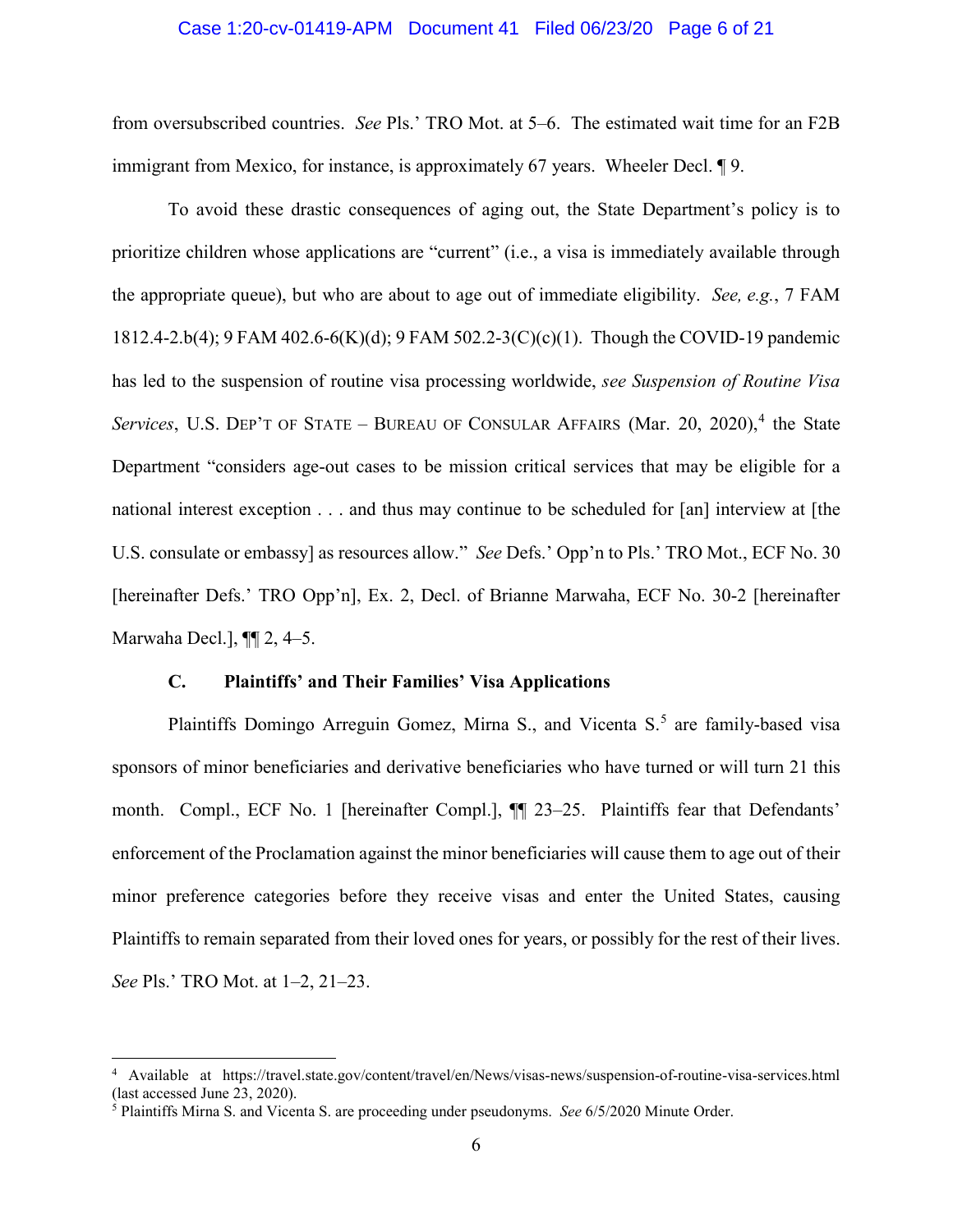from oversubscribed countries. *See* Pls.' TRO Mot. at 5–6. The estimated wait time for an F2B immigrant from Mexico, for instance, is approximately 67 years. Wheeler Decl. ¶ 9.

To avoid these drastic consequences of aging out, the State Department's policy is to prioritize children whose applications are "current" (i.e., a visa is immediately available through the appropriate queue), but who are about to age out of immediate eligibility. *See, e.g.*, 7 FAM 1812.4-2.b(4); 9 FAM 402.6-6(K)(d); 9 FAM 502.2-3(C)(c)(1). Though the COVID-19 pandemic has led to the suspension of routine visa processing worldwide, *see Suspension of Routine Visa Services*, U.S. DEP'T OF STATE – BUREAU OF CONSULAR AFFAIRS (Mar. 20, 2020),[4] the State Department "considers age-out cases to be mission critical services that may be eligible for a national interest exception . . . and thus may continue to be scheduled for [an] interview at [the U.S. consulate or embassy] as resources allow." *See* Defs.' Opp'n to Pls.' TRO Mot., ECF No. 30 [hereinafter Defs.' TRO Opp'n], Ex. 2, Decl. of Brianne Marwaha, ECF No. 30-2 [hereinafter Marwaha Decl.], ¶¶ 2, 4–5.

### C. Plaintiffs' and Their Families' Visa Applications

Plaintiffs Domingo Arreguin Gomez, Mirna S., and Vicenta S.[5] are family-based visa sponsors of minor beneficiaries and derivative beneficiaries who have turned or will turn 21 this month. Compl., ECF No. 1 [hereinafter Compl.], ¶¶ 23–25. Plaintiffs fear that Defendants' enforcement of the Proclamation against the minor beneficiaries will cause them to age out of their minor preference categories before they receive visas and enter the United States, causing Plaintiffs to remain separated from their loved ones for years, or possibly for the rest of their lives. *See* Pls.' TRO Mot. at 1–2, 21–23.

---

[4] Available at https://travel.state.gov/content/travel/en/News/visas-news/suspension-of-routine-visa-services.html (last accessed June 23, 2020).

[5] Plaintiffs Mirna S. and Vicenta S. are proceeding under pseudonyms. *See* 6/5/2020 Minute Order.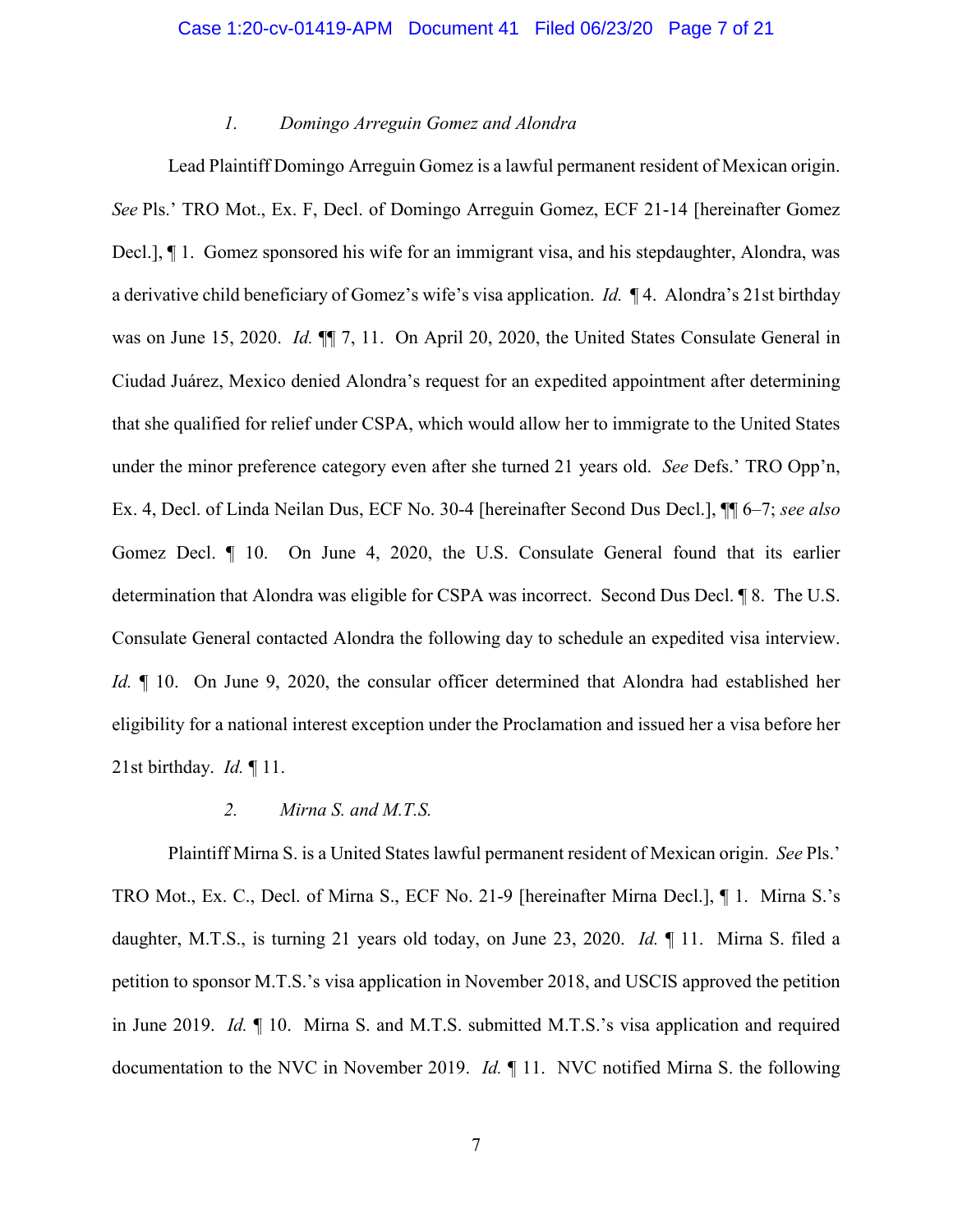### *1. Domingo Arreguin Gomez and Alondra*

Lead Plaintiff Domingo Arreguin Gomez is a lawful permanent resident of Mexican origin. *See* Pls.' TRO Mot., Ex. F, Decl. of Domingo Arreguin Gomez, ECF 21-14 [hereinafter Gomez Decl.], ¶ 1. Gomez sponsored his wife for an immigrant visa, and his stepdaughter, Alondra, was a derivative child beneficiary of Gomez's wife's visa application. *Id.* ¶ 4. Alondra's 21st birthday was on June 15, 2020. *Id.* ¶¶ 7, 11. On April 20, 2020, the United States Consulate General in Ciudad Juárez, Mexico denied Alondra's request for an expedited appointment after determining that she qualified for relief under CSPA, which would allow her to immigrate to the United States under the minor preference category even after she turned 21 years old. *See* Defs.' TRO Opp'n, Ex. 4, Decl. of Linda Neilan Dus, ECF No. 30-4 [hereinafter Second Dus Decl.], ¶¶ 6–7; *see also* Gomez Decl. ¶ 10. On June 4, 2020, the U.S. Consulate General found that its earlier determination that Alondra was eligible for CSPA was incorrect. Second Dus Decl. ¶ 8. The U.S. Consulate General contacted Alondra the following day to schedule an expedited visa interview. *Id.* ¶ 10. On June 9, 2020, the consular officer determined that Alondra had established her eligibility for a national interest exception under the Proclamation and issued her a visa before her 21st birthday. *Id.* ¶ 11.

### *2. Mirna S. and M.T.S.*

Plaintiff Mirna S. is a United States lawful permanent resident of Mexican origin. *See* Pls.' TRO Mot., Ex. C., Decl. of Mirna S., ECF No. 21-9 [hereinafter Mirna Decl.], ¶ 1. Mirna S.'s daughter, M.T.S., is turning 21 years old today, on June 23, 2020. *Id.* ¶ 11. Mirna S. filed a petition to sponsor M.T.S.'s visa application in November 2018, and USCIS approved the petition in June 2019. *Id.* ¶ 10. Mirna S. and M.T.S. submitted M.T.S.'s visa application and required documentation to the NVC in November 2019. *Id.* ¶ 11. NVC notified Mirna S. the following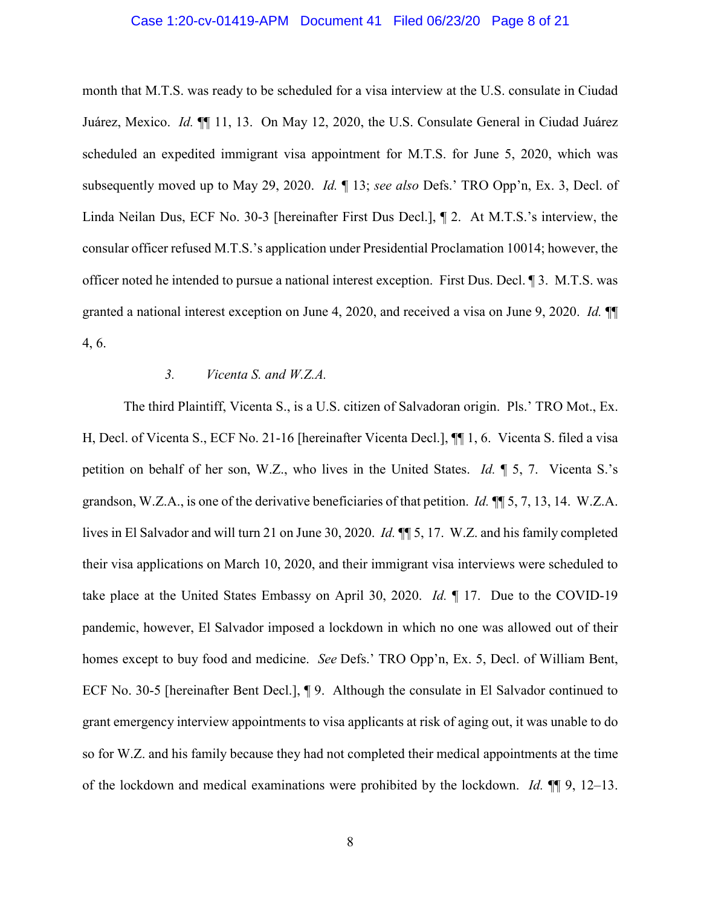month that M.T.S. was ready to be scheduled for a visa interview at the U.S. consulate in Ciudad Juárez, Mexico. *Id.* ¶¶ 11, 13. On May 12, 2020, the U.S. Consulate General in Ciudad Juárez scheduled an expedited immigrant visa appointment for M.T.S. for June 5, 2020, which was subsequently moved up to May 29, 2020. *Id.* ¶ 13; *see also* Defs.' TRO Opp'n, Ex. 3, Decl. of Linda Neilan Dus, ECF No. 30-3 [hereinafter First Dus Decl.], ¶ 2. At M.T.S.'s interview, the consular officer refused M.T.S.'s application under Presidential Proclamation 10014; however, the officer noted he intended to pursue a national interest exception. First Dus. Decl. ¶ 3. M.T.S. was granted a national interest exception on June 4, 2020, and received a visa on June 9, 2020. *Id.* ¶¶ 4, 6.

### 3. *Vicenta S. and W.Z.A.*

The third Plaintiff, Vicenta S., is a U.S. citizen of Salvadoran origin. Pls.' TRO Mot., Ex. H, Decl. of Vicenta S., ECF No. 21-16 [hereinafter Vicenta Decl.], ¶¶ 1, 6. Vicenta S. filed a visa petition on behalf of her son, W.Z., who lives in the United States. *Id.* ¶ 5, 7. Vicenta S.'s grandson, W.Z.A., is one of the derivative beneficiaries of that petition. *Id.* ¶¶ 5, 7, 13, 14. W.Z.A. lives in El Salvador and will turn 21 on June 30, 2020. *Id.* ¶¶ 5, 17. W.Z. and his family completed their visa applications on March 10, 2020, and their immigrant visa interviews were scheduled to take place at the United States Embassy on April 30, 2020. *Id.* ¶ 17. Due to the COVID-19 pandemic, however, El Salvador imposed a lockdown in which no one was allowed out of their homes except to buy food and medicine. *See* Defs.' TRO Opp'n, Ex. 5, Decl. of William Bent, ECF No. 30-5 [hereinafter Bent Decl.], ¶ 9. Although the consulate in El Salvador continued to grant emergency interview appointments to visa applicants at risk of aging out, it was unable to do so for W.Z. and his family because they had not completed their medical appointments at the time of the lockdown and medical examinations were prohibited by the lockdown. *Id.* ¶¶ 9, 12–13.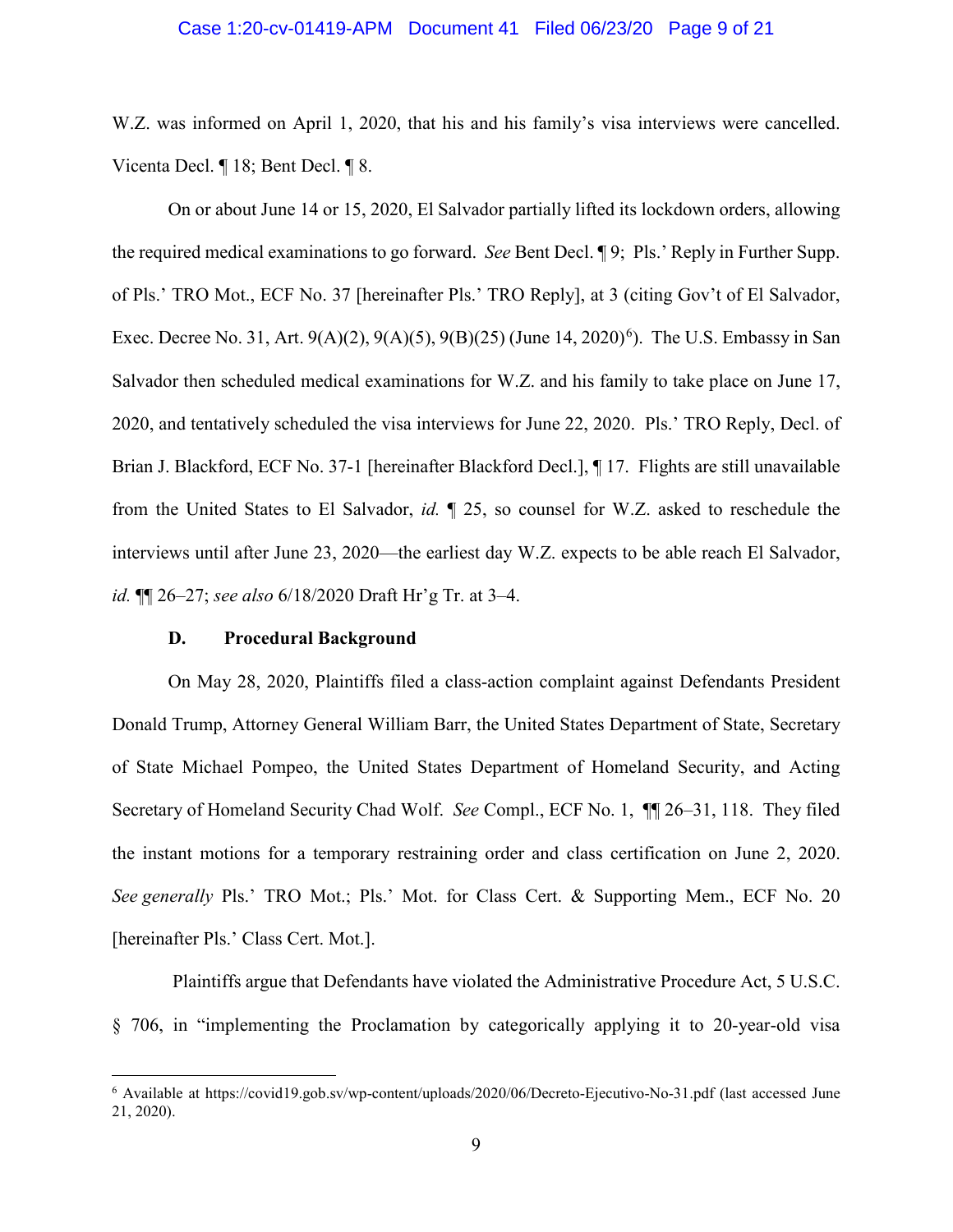W.Z. was informed on April 1, 2020, that his and his family's visa interviews were cancelled. Vicenta Decl. ¶ 18; Bent Decl. ¶ 8.

On or about June 14 or 15, 2020, El Salvador partially lifted its lockdown orders, allowing the required medical examinations to go forward. *See* Bent Decl. ¶ 9; Pls.' Reply in Further Supp. of Pls.' TRO Mot., ECF No. 37 [hereinafter Pls.' TRO Reply], at 3 (citing Gov't of El Salvador, Exec. Decree No. 31, Art. 9(A)(2), 9(A)(5), 9(B)(25) (June 14, 2020)[6]). The U.S. Embassy in San Salvador then scheduled medical examinations for W.Z. and his family to take place on June 17, 2020, and tentatively scheduled the visa interviews for June 22, 2020. Pls.' TRO Reply, Decl. of Brian J. Blackford, ECF No. 37-1 [hereinafter Blackford Decl.], ¶ 17. Flights are still unavailable from the United States to El Salvador, *id.* ¶ 25, so counsel for W.Z. asked to reschedule the interviews until after June 23, 2020—the earliest day W.Z. expects to be able reach El Salvador, *id.* ¶¶ 26–27; *see also* 6/18/2020 Draft Hr'g Tr. at 3–4.

### D. Procedural Background

On May 28, 2020, Plaintiffs filed a class-action complaint against Defendants President Donald Trump, Attorney General William Barr, the United States Department of State, Secretary of State Michael Pompeo, the United States Department of Homeland Security, and Acting Secretary of Homeland Security Chad Wolf. *See* Compl., ECF No. 1, ¶¶ 26–31, 118. They filed the instant motions for a temporary restraining order and class certification on June 2, 2020. *See generally* Pls.' TRO Mot.; Pls.' Mot. for Class Cert. & Supporting Mem., ECF No. 20 [hereinafter Pls.' Class Cert. Mot.].

Plaintiffs argue that Defendants have violated the Administrative Procedure Act, 5 U.S.C. § 706, in "implementing the Proclamation by categorically applying it to 20-year-old visa

[6] Available at https://covid19.gob.sv/wp-content/uploads/2020/06/Decreto-Ejecutivo-No-31.pdf (last accessed June 21, 2020).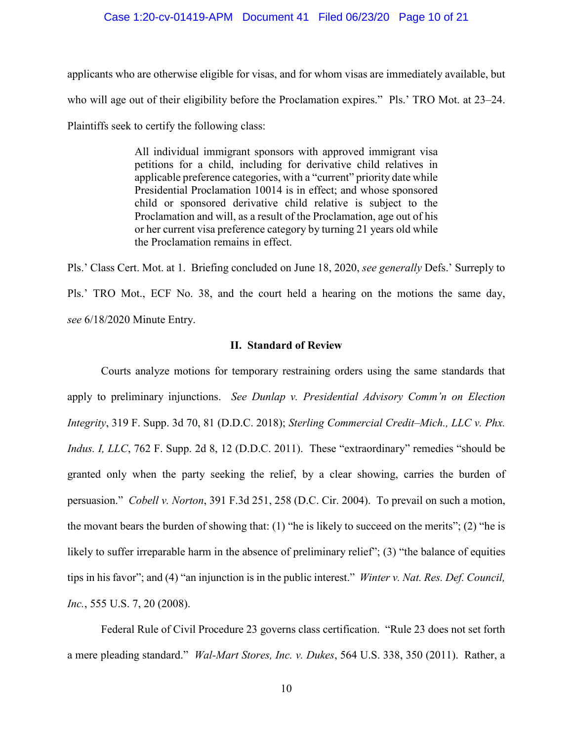applicants who are otherwise eligible for visas, and for whom visas are immediately available, but who will age out of their eligibility before the Proclamation expires." Pls.' TRO Mot. at 23–24. Plaintiffs seek to certify the following class:

> All individual immigrant sponsors with approved immigrant visa petitions for a child, including for derivative child relatives in applicable preference categories, with a "current" priority date while Presidential Proclamation 10014 is in effect; and whose sponsored child or sponsored derivative child relative is subject to the Proclamation and will, as a result of the Proclamation, age out of his or her current visa preference category by turning 21 years old while the Proclamation remains in effect.

Pls.' Class Cert. Mot. at 1. Briefing concluded on June 18, 2020, *see generally* Defs.' Surreply to Pls.' TRO Mot., ECF No. 38, and the court held a hearing on the motions the same day, *see* 6/18/2020 Minute Entry.

## II. Standard of Review

Courts analyze motions for temporary restraining orders using the same standards that apply to preliminary injunctions. *See Dunlap v. Presidential Advisory Comm'n on Election Integrity*, 319 F. Supp. 3d 70, 81 (D.D.C. 2018); *Sterling Commercial Credit–Mich., LLC v. Phx. Indus. I, LLC*, 762 F. Supp. 2d 8, 12 (D.D.C. 2011). These "extraordinary" remedies "should be granted only when the party seeking the relief, by a clear showing, carries the burden of persuasion." *Cobell v. Norton*, 391 F.3d 251, 258 (D.C. Cir. 2004). To prevail on such a motion, the movant bears the burden of showing that: (1) "he is likely to succeed on the merits"; (2) "he is likely to suffer irreparable harm in the absence of preliminary relief"; (3) "the balance of equities tips in his favor"; and (4) "an injunction is in the public interest." *Winter v. Nat. Res. Def. Council, Inc.*, 555 U.S. 7, 20 (2008).

Federal Rule of Civil Procedure 23 governs class certification. "Rule 23 does not set forth a mere pleading standard." *Wal-Mart Stores, Inc. v. Dukes*, 564 U.S. 338, 350 (2011). Rather, a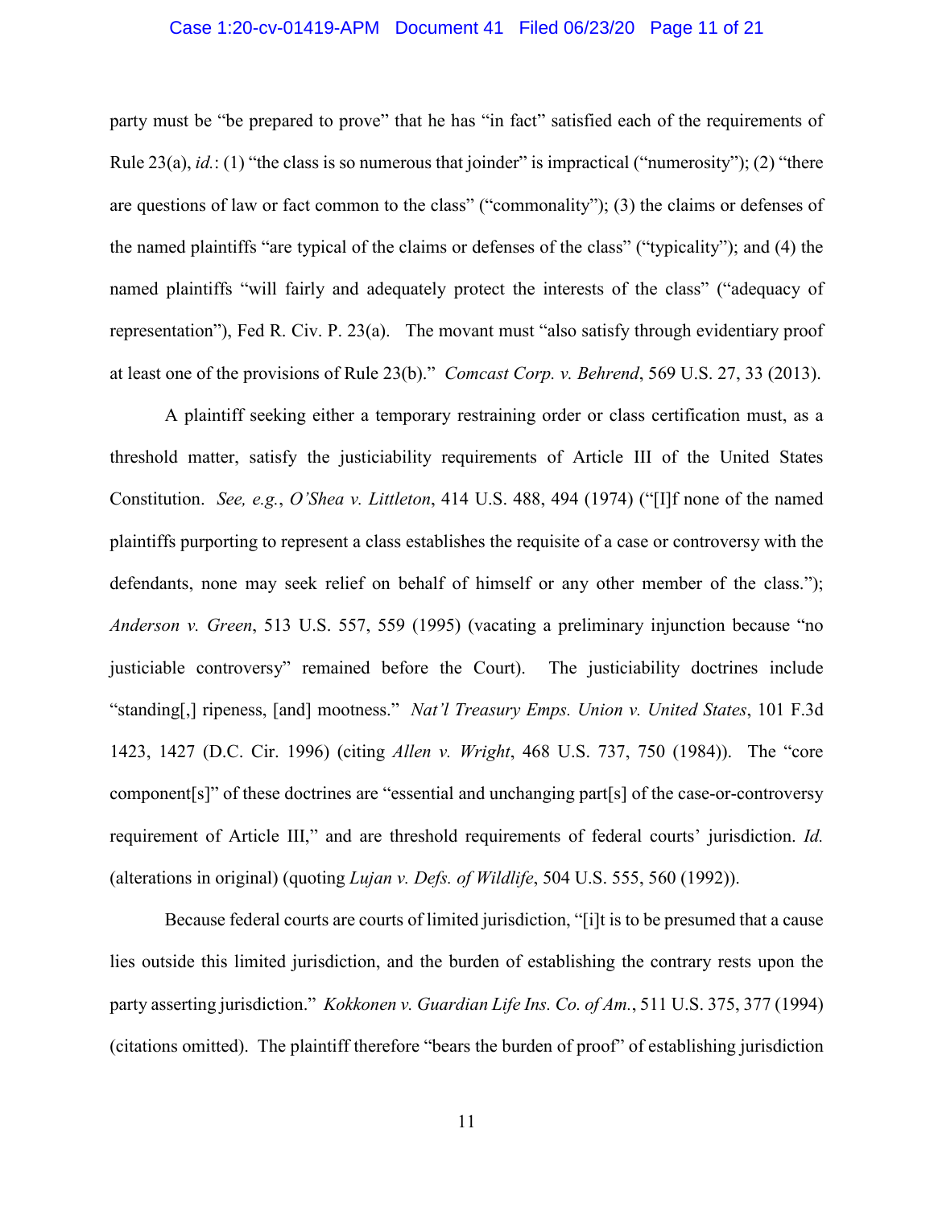party must be "be prepared to prove" that he has "in fact" satisfied each of the requirements of Rule 23(a), *id.*: (1) "the class is so numerous that joinder" is impractical ("numerosity"); (2) "there are questions of law or fact common to the class" ("commonality"); (3) the claims or defenses of the named plaintiffs "are typical of the claims or defenses of the class" ("typicality"); and (4) the named plaintiffs "will fairly and adequately protect the interests of the class" ("adequacy of representation"), Fed R. Civ. P. 23(a). The movant must "also satisfy through evidentiary proof at least one of the provisions of Rule 23(b)." *Comcast Corp. v. Behrend*, 569 U.S. 27, 33 (2013).

A plaintiff seeking either a temporary restraining order or class certification must, as a threshold matter, satisfy the justiciability requirements of Article III of the United States Constitution. *See, e.g.*, *O'Shea v. Littleton*, 414 U.S. 488, 494 (1974) ("[I]f none of the named plaintiffs purporting to represent a class establishes the requisite of a case or controversy with the defendants, none may seek relief on behalf of himself or any other member of the class."); *Anderson v. Green*, 513 U.S. 557, 559 (1995) (vacating a preliminary injunction because "no justiciable controversy" remained before the Court). The justiciability doctrines include "standing[,] ripeness, [and] mootness." *Nat'l Treasury Emps. Union v. United States*, 101 F.3d 1423, 1427 (D.C. Cir. 1996) (citing *Allen v. Wright*, 468 U.S. 737, 750 (1984)). The "core component[s]" of these doctrines are "essential and unchanging part[s] of the case-or-controversy requirement of Article III," and are threshold requirements of federal courts' jurisdiction. *Id.* (alterations in original) (quoting *Lujan v. Defs. of Wildlife*, 504 U.S. 555, 560 (1992)).

Because federal courts are courts of limited jurisdiction, "[i]t is to be presumed that a cause lies outside this limited jurisdiction, and the burden of establishing the contrary rests upon the party asserting jurisdiction." *Kokkonen v. Guardian Life Ins. Co. of Am.*, 511 U.S. 375, 377 (1994) (citations omitted). The plaintiff therefore "bears the burden of proof" of establishing jurisdiction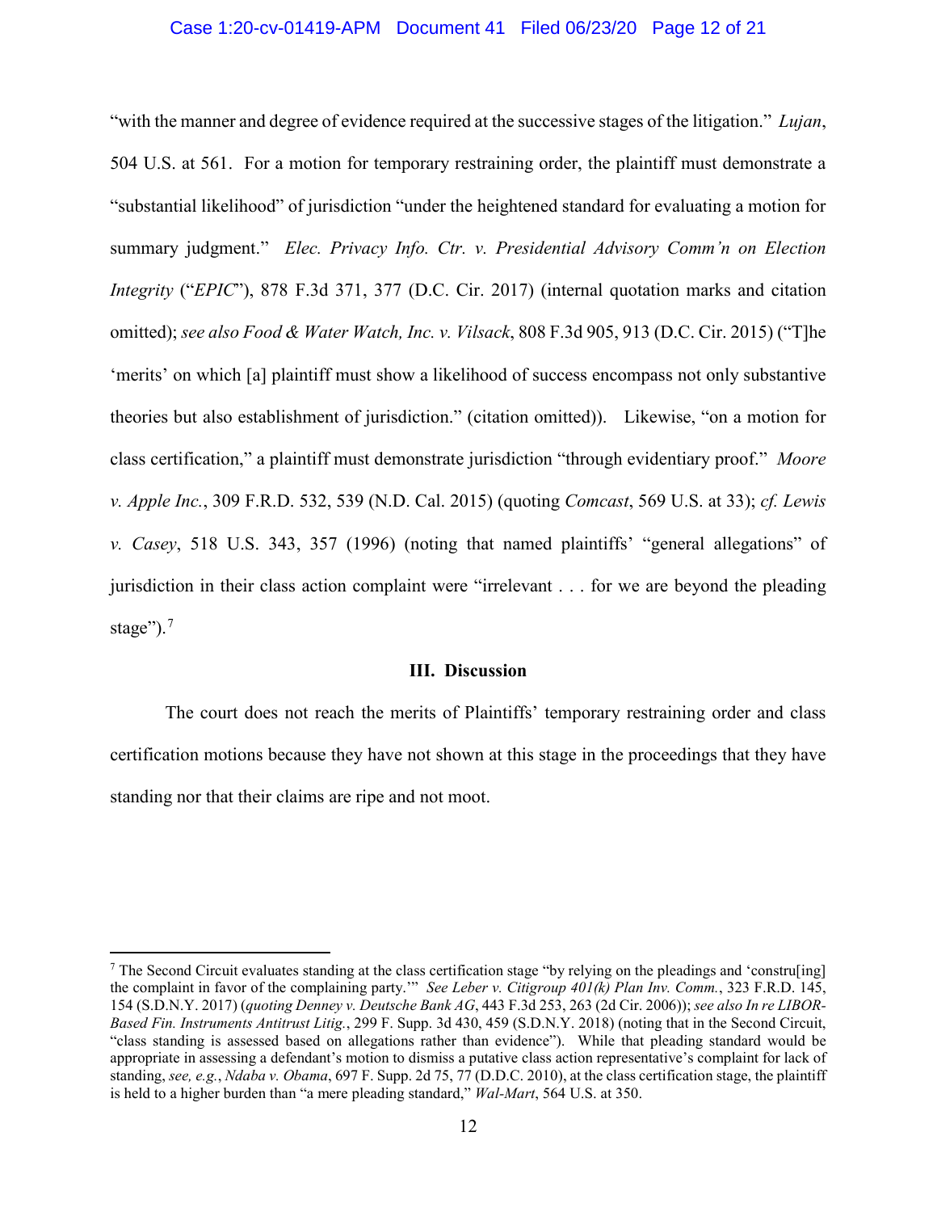"with the manner and degree of evidence required at the successive stages of the litigation." *Lujan*, 504 U.S. at 561. For a motion for temporary restraining order, the plaintiff must demonstrate a "substantial likelihood" of jurisdiction "under the heightened standard for evaluating a motion for summary judgment." *Elec. Privacy Info. Ctr. v. Presidential Advisory Comm'n on Election Integrity* ("*EPIC*"), 878 F.3d 371, 377 (D.C. Cir. 2017) (internal quotation marks and citation omitted); *see also Food & Water Watch, Inc. v. Vilsack*, 808 F.3d 905, 913 (D.C. Cir. 2015) ("T]he 'merits' on which [a] plaintiff must show a likelihood of success encompass not only substantive theories but also establishment of jurisdiction." (citation omitted)). Likewise, "on a motion for class certification," a plaintiff must demonstrate jurisdiction "through evidentiary proof." *Moore v. Apple Inc.*, 309 F.R.D. 532, 539 (N.D. Cal. 2015) (quoting *Comcast*, 569 U.S. at 33); *cf. Lewis v. Casey*, 518 U.S. 343, 357 (1996) (noting that named plaintiffs' "general allegations" of jurisdiction in their class action complaint were "irrelevant . . . for we are beyond the pleading stage").[7]

### III. Discussion

The court does not reach the merits of Plaintiffs' temporary restraining order and class certification motions because they have not shown at this stage in the proceedings that they have standing nor that their claims are ripe and not moot.

---

[7] The Second Circuit evaluates standing at the class certification stage "by relying on the pleadings and 'constru[ing] the complaint in favor of the complaining party.'" *See Leber v. Citigroup 401(k) Plan Inv. Comm.*, 323 F.R.D. 145, 154 (S.D.N.Y. 2017) (*quoting Denney v. Deutsche Bank AG*, 443 F.3d 253, 263 (2d Cir. 2006)); *see also In re LIBOR-Based Fin. Instruments Antitrust Litig.*, 299 F. Supp. 3d 430, 459 (S.D.N.Y. 2018) (noting that in the Second Circuit, "class standing is assessed based on allegations rather than evidence"). While that pleading standard would be appropriate in assessing a defendant's motion to dismiss a putative class action representative's complaint for lack of standing, *see, e.g.*, *Ndaba v. Obama*, 697 F. Supp. 2d 75, 77 (D.D.C. 2010), at the class certification stage, the plaintiff is held to a higher burden than "a mere pleading standard," *Wal-Mart*, 564 U.S. at 350.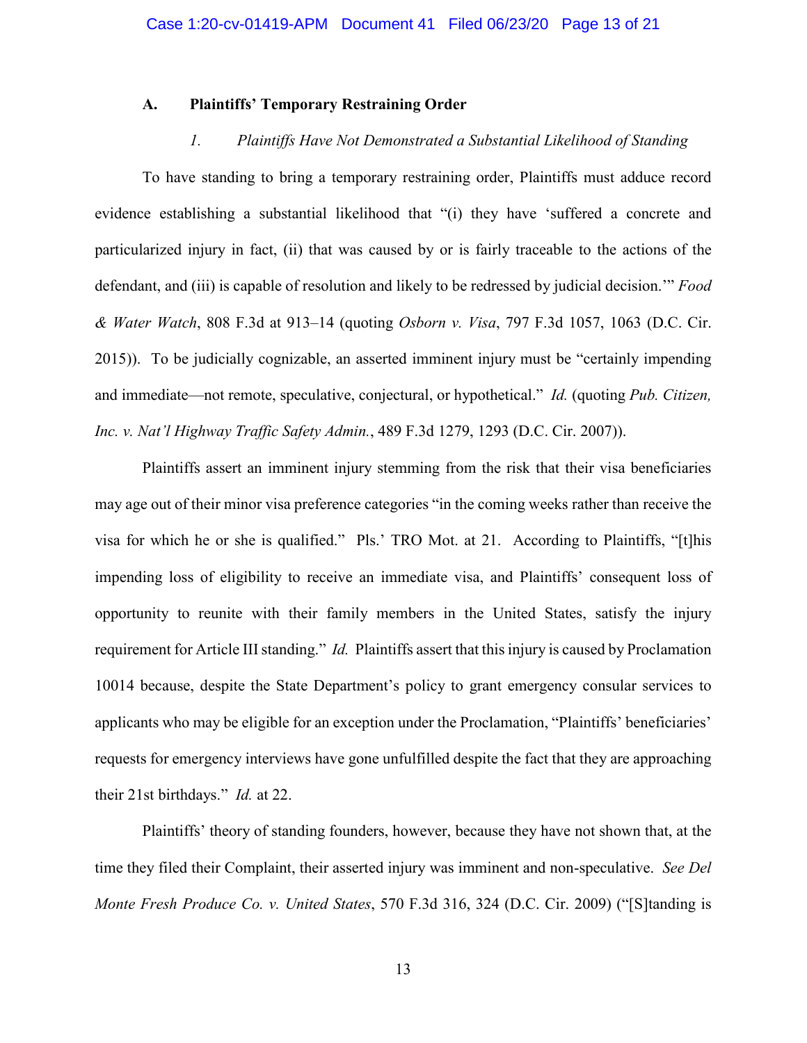### A. Plaintiffs' Temporary Restraining Order

#### *1. Plaintiffs Have Not Demonstrated a Substantial Likelihood of Standing*

To have standing to bring a temporary restraining order, Plaintiffs must adduce record evidence establishing a substantial likelihood that "(i) they have 'suffered a concrete and particularized injury in fact, (ii) that was caused by or is fairly traceable to the actions of the defendant, and (iii) is capable of resolution and likely to be redressed by judicial decision.'" *Food & Water Watch*, 808 F.3d at 913–14 (quoting *Osborn v. Visa*, 797 F.3d 1057, 1063 (D.C. Cir. 2015)). To be judicially cognizable, an asserted imminent injury must be "certainly impending and immediate—not remote, speculative, conjectural, or hypothetical." *Id.* (quoting *Pub. Citizen, Inc. v. Nat'l Highway Traffic Safety Admin.*, 489 F.3d 1279, 1293 (D.C. Cir. 2007)).

Plaintiffs assert an imminent injury stemming from the risk that their visa beneficiaries may age out of their minor visa preference categories "in the coming weeks rather than receive the visa for which he or she is qualified." Pls.' TRO Mot. at 21. According to Plaintiffs, "[t]his impending loss of eligibility to receive an immediate visa, and Plaintiffs' consequent loss of opportunity to reunite with their family members in the United States, satisfy the injury requirement for Article III standing." *Id.* Plaintiffs assert that this injury is caused by Proclamation 10014 because, despite the State Department's policy to grant emergency consular services to applicants who may be eligible for an exception under the Proclamation, "Plaintiffs' beneficiaries' requests for emergency interviews have gone unfulfilled despite the fact that they are approaching their 21st birthdays." *Id.* at 22.

Plaintiffs' theory of standing founders, however, because they have not shown that, at the time they filed their Complaint, their asserted injury was imminent and non-speculative. *See Del Monte Fresh Produce Co. v. United States*, 570 F.3d 316, 324 (D.C. Cir. 2009) ("[S]tanding is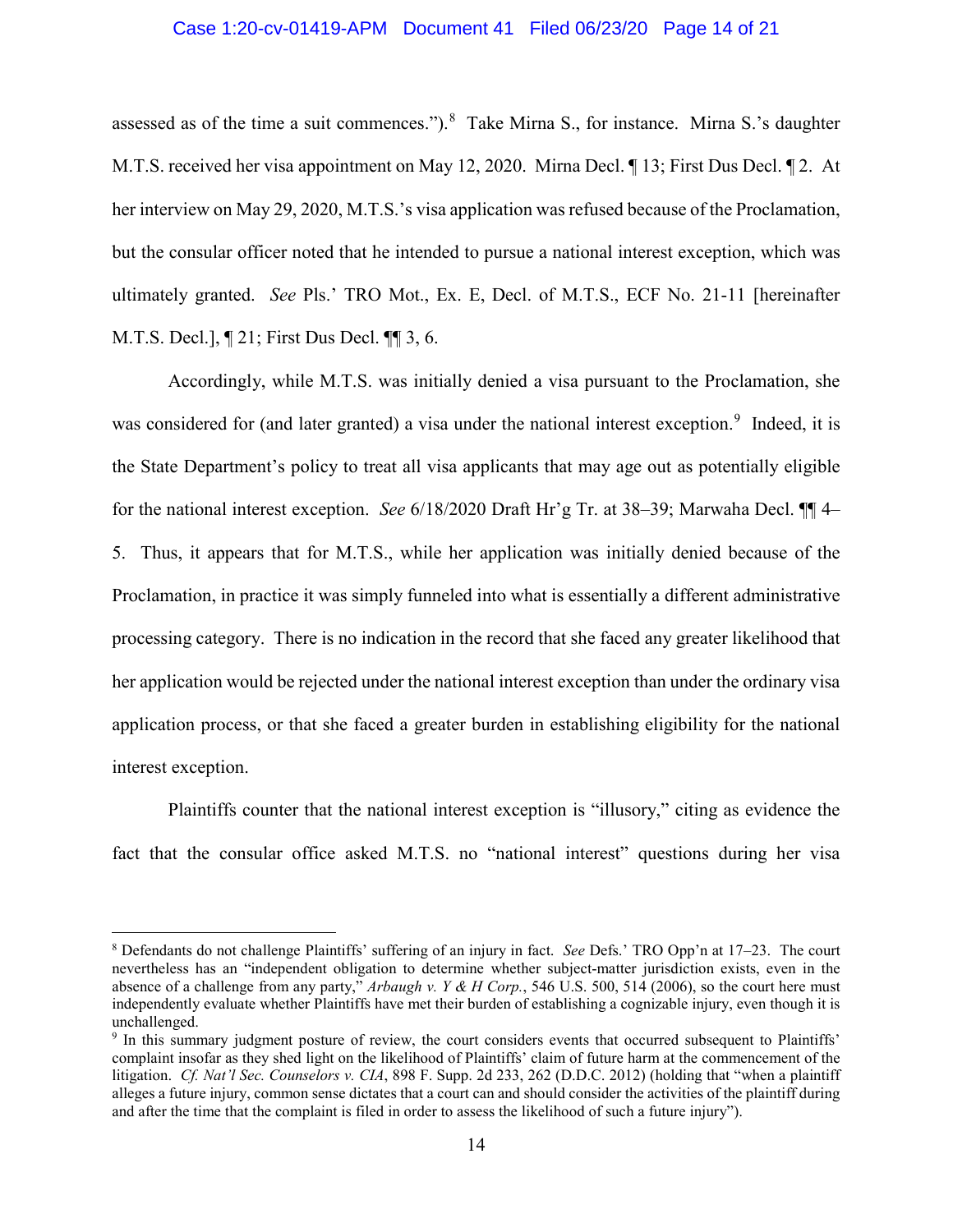assessed as of the time a suit commences.").[8] Take Mirna S., for instance. Mirna S.'s daughter M.T.S. received her visa appointment on May 12, 2020. Mirna Decl. ¶ 13; First Dus Decl. ¶ 2. At her interview on May 29, 2020, M.T.S.'s visa application was refused because of the Proclamation, but the consular officer noted that he intended to pursue a national interest exception, which was ultimately granted. *See* Pls.' TRO Mot., Ex. E, Decl. of M.T.S., ECF No. 21-11 [hereinafter M.T.S. Decl.], ¶ 21; First Dus Decl. ¶¶ 3, 6.

Accordingly, while M.T.S. was initially denied a visa pursuant to the Proclamation, she was considered for (and later granted) a visa under the national interest exception.[9] Indeed, it is the State Department's policy to treat all visa applicants that may age out as potentially eligible for the national interest exception. *See* 6/18/2020 Draft Hr'g Tr. at 38–39; Marwaha Decl. ¶¶ 4–5. Thus, it appears that for M.T.S., while her application was initially denied because of the Proclamation, in practice it was simply funneled into what is essentially a different administrative processing category. There is no indication in the record that she faced any greater likelihood that her application would be rejected under the national interest exception than under the ordinary visa application process, or that she faced a greater burden in establishing eligibility for the national interest exception.

Plaintiffs counter that the national interest exception is "illusory," citing as evidence the fact that the consular office asked M.T.S. no "national interest" questions during her visa

---

[8] Defendants do not challenge Plaintiffs' suffering of an injury in fact. *See* Defs.' TRO Opp'n at 17–23. The court nevertheless has an "independent obligation to determine whether subject-matter jurisdiction exists, even in the absence of a challenge from any party," *Arbaugh v. Y & H Corp.*, 546 U.S. 500, 514 (2006), so the court here must independently evaluate whether Plaintiffs have met their burden of establishing a cognizable injury, even though it is unchallenged.

[9] In this summary judgment posture of review, the court considers events that occurred subsequent to Plaintiffs' complaint insofar as they shed light on the likelihood of Plaintiffs' claim of future harm at the commencement of the litigation. *Cf. Nat'l Sec. Counselors v. CIA*, 898 F. Supp. 2d 233, 262 (D.D.C. 2012) (holding that "when a plaintiff alleges a future injury, common sense dictates that a court can and should consider the activities of the plaintiff during and after the time that the complaint is filed in order to assess the likelihood of such a future injury").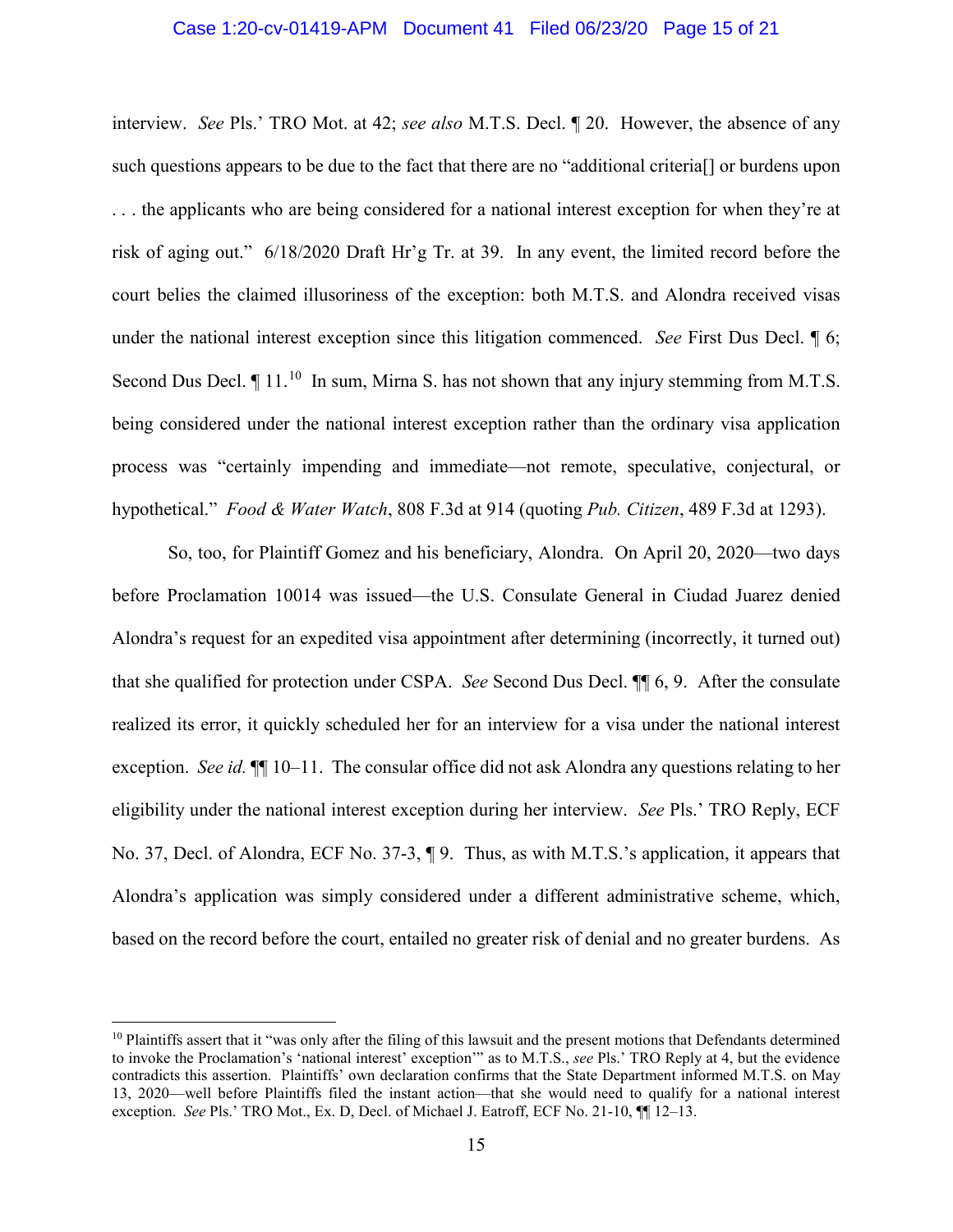interview. *See* Pls.' TRO Mot. at 42; *see also* M.T.S. Decl. ¶ 20. However, the absence of any such questions appears to be due to the fact that there are no "additional criteria[] or burdens upon . . . the applicants who are being considered for a national interest exception for when they're at risk of aging out." 6/18/2020 Draft Hr'g Tr. at 39. In any event, the limited record before the court belies the claimed illusoriness of the exception: both M.T.S. and Alondra received visas under the national interest exception since this litigation commenced. *See* First Dus Decl. ¶ 6; Second Dus Decl. ¶ 11.[10] In sum, Mirna S. has not shown that any injury stemming from M.T.S. being considered under the national interest exception rather than the ordinary visa application process was "certainly impending and immediate—not remote, speculative, conjectural, or hypothetical." *Food & Water Watch*, 808 F.3d at 914 (quoting *Pub. Citizen*, 489 F.3d at 1293).

So, too, for Plaintiff Gomez and his beneficiary, Alondra. On April 20, 2020—two days before Proclamation 10014 was issued—the U.S. Consulate General in Ciudad Juarez denied Alondra's request for an expedited visa appointment after determining (incorrectly, it turned out) that she qualified for protection under CSPA. *See* Second Dus Decl. ¶¶ 6, 9. After the consulate realized its error, it quickly scheduled her for an interview for a visa under the national interest exception. *See id.* ¶¶ 10–11. The consular office did not ask Alondra any questions relating to her eligibility under the national interest exception during her interview. *See* Pls.' TRO Reply, ECF No. 37, Decl. of Alondra, ECF No. 37-3, ¶ 9. Thus, as with M.T.S.'s application, it appears that Alondra's application was simply considered under a different administrative scheme, which, based on the record before the court, entailed no greater risk of denial and no greater burdens. As

---

[10] Plaintiffs assert that it "was only after the filing of this lawsuit and the present motions that Defendants determined to invoke the Proclamation's 'national interest' exception'" as to M.T.S., *see* Pls.' TRO Reply at 4, but the evidence contradicts this assertion. Plaintiffs' own declaration confirms that the State Department informed M.T.S. on May 13, 2020—well before Plaintiffs filed the instant action—that she would need to qualify for a national interest exception. *See* Pls.' TRO Mot., Ex. D, Decl. of Michael J. Eatroff, ECF No. 21-10, ¶¶ 12–13.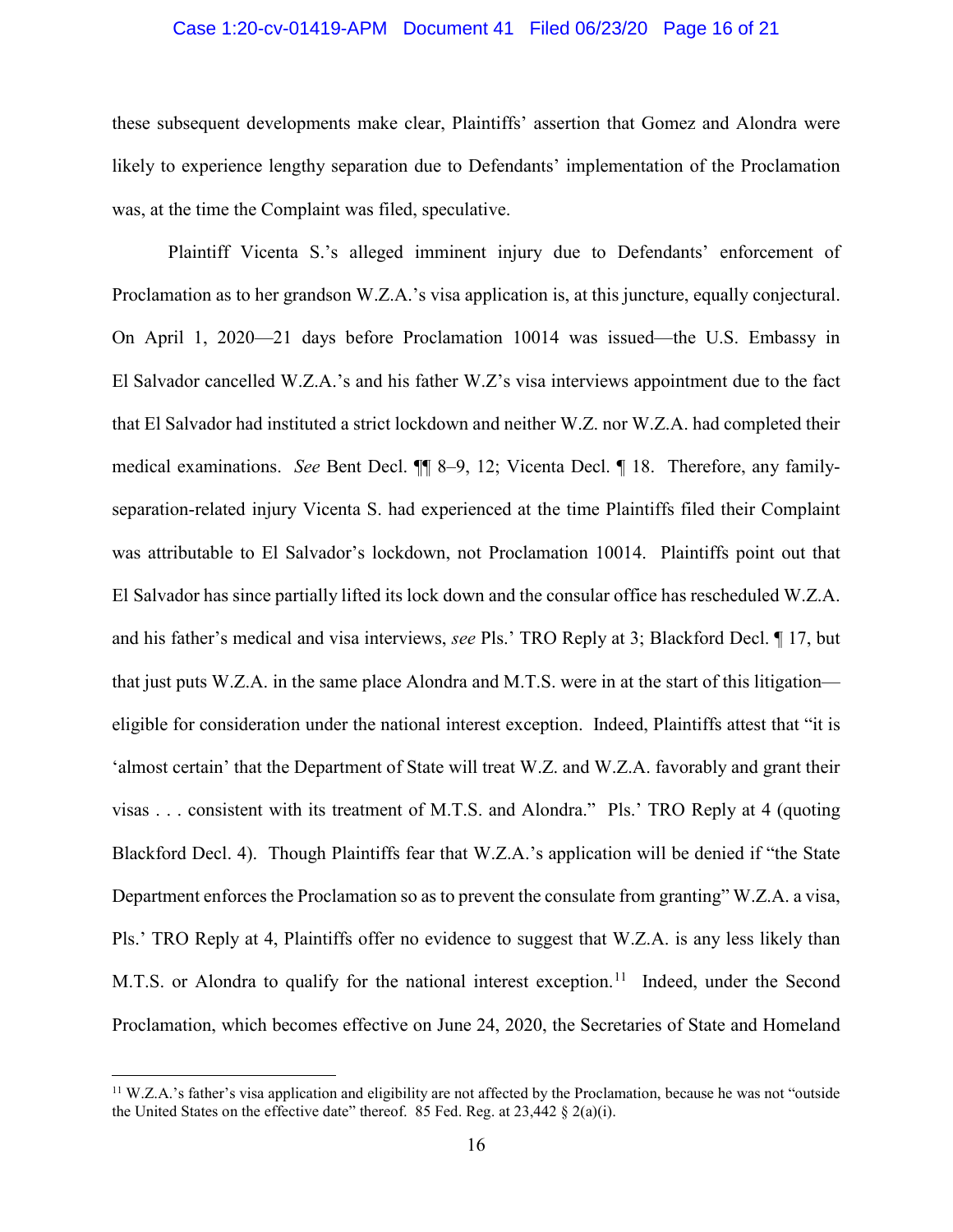these subsequent developments make clear, Plaintiffs' assertion that Gomez and Alondra were likely to experience lengthy separation due to Defendants' implementation of the Proclamation was, at the time the Complaint was filed, speculative.

Plaintiff Vicenta S.'s alleged imminent injury due to Defendants' enforcement of Proclamation as to her grandson W.Z.A.'s visa application is, at this juncture, equally conjectural. On April 1, 2020—21 days before Proclamation 10014 was issued—the U.S. Embassy in El Salvador cancelled W.Z.A.'s and his father W.Z's visa interviews appointment due to the fact that El Salvador had instituted a strict lockdown and neither W.Z. nor W.Z.A. had completed their medical examinations. *See* Bent Decl. ¶¶ 8–9, 12; Vicenta Decl. ¶ 18. Therefore, any family-separation-related injury Vicenta S. had experienced at the time Plaintiffs filed their Complaint was attributable to El Salvador's lockdown, not Proclamation 10014. Plaintiffs point out that El Salvador has since partially lifted its lock down and the consular office has rescheduled W.Z.A. and his father's medical and visa interviews, *see* Pls.' TRO Reply at 3; Blackford Decl. ¶ 17, but that just puts W.Z.A. in the same place Alondra and M.T.S. were in at the start of this litigation—eligible for consideration under the national interest exception. Indeed, Plaintiffs attest that "it is 'almost certain' that the Department of State will treat W.Z. and W.Z.A. favorably and grant their visas . . . consistent with its treatment of M.T.S. and Alondra." Pls.' TRO Reply at 4 (quoting Blackford Decl. 4). Though Plaintiffs fear that W.Z.A.'s application will be denied if "the State Department enforces the Proclamation so as to prevent the consulate from granting" W.Z.A. a visa, Pls.' TRO Reply at 4, Plaintiffs offer no evidence to suggest that W.Z.A. is any less likely than M.T.S. or Alondra to qualify for the national interest exception.[11] Indeed, under the Second Proclamation, which becomes effective on June 24, 2020, the Secretaries of State and Homeland

[11] W.Z.A.'s father's visa application and eligibility are not affected by the Proclamation, because he was not "outside the United States on the effective date" thereof. 85 Fed. Reg. at 23,442 § 2(a)(i).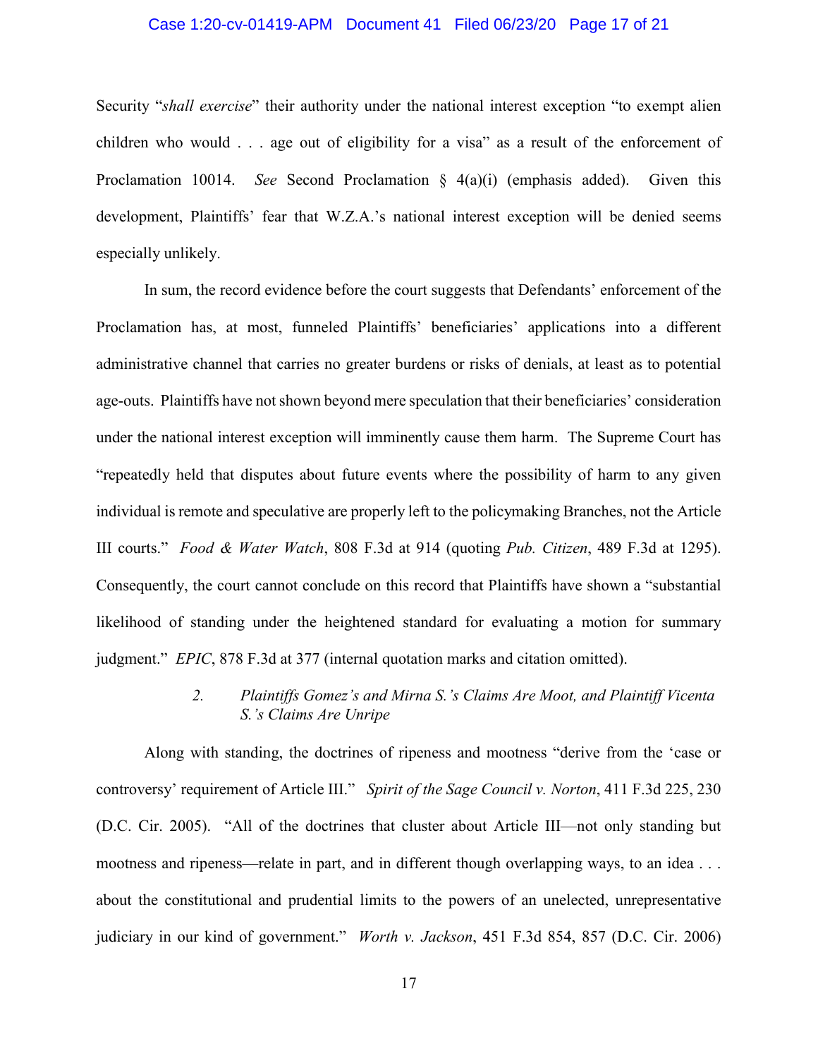Security "*shall exercise*" their authority under the national interest exception "to exempt alien children who would . . . age out of eligibility for a visa" as a result of the enforcement of Proclamation 10014. *See* Second Proclamation § 4(a)(i) (emphasis added). Given this development, Plaintiffs' fear that W.Z.A.'s national interest exception will be denied seems especially unlikely.

In sum, the record evidence before the court suggests that Defendants' enforcement of the Proclamation has, at most, funneled Plaintiffs' beneficiaries' applications into a different administrative channel that carries no greater burdens or risks of denials, at least as to potential age-outs. Plaintiffs have not shown beyond mere speculation that their beneficiaries' consideration under the national interest exception will imminently cause them harm. The Supreme Court has "repeatedly held that disputes about future events where the possibility of harm to any given individual is remote and speculative are properly left to the policymaking Branches, not the Article III courts." *Food & Water Watch*, 808 F.3d at 914 (quoting *Pub. Citizen*, 489 F.3d at 1295). Consequently, the court cannot conclude on this record that Plaintiffs have shown a "substantial likelihood of standing under the heightened standard for evaluating a motion for summary judgment." *EPIC*, 878 F.3d at 377 (internal quotation marks and citation omitted).

### 2. *Plaintiffs Gomez's and Mirna S.'s Claims Are Moot, and Plaintiff Vicenta S.'s Claims Are Unripe*

Along with standing, the doctrines of ripeness and mootness "derive from the 'case or controversy' requirement of Article III." *Spirit of the Sage Council v. Norton*, 411 F.3d 225, 230 (D.C. Cir. 2005). "All of the doctrines that cluster about Article III—not only standing but mootness and ripeness—relate in part, and in different though overlapping ways, to an idea . . . about the constitutional and prudential limits to the powers of an unelected, unrepresentative judiciary in our kind of government." *Worth v. Jackson*, 451 F.3d 854, 857 (D.C. Cir. 2006)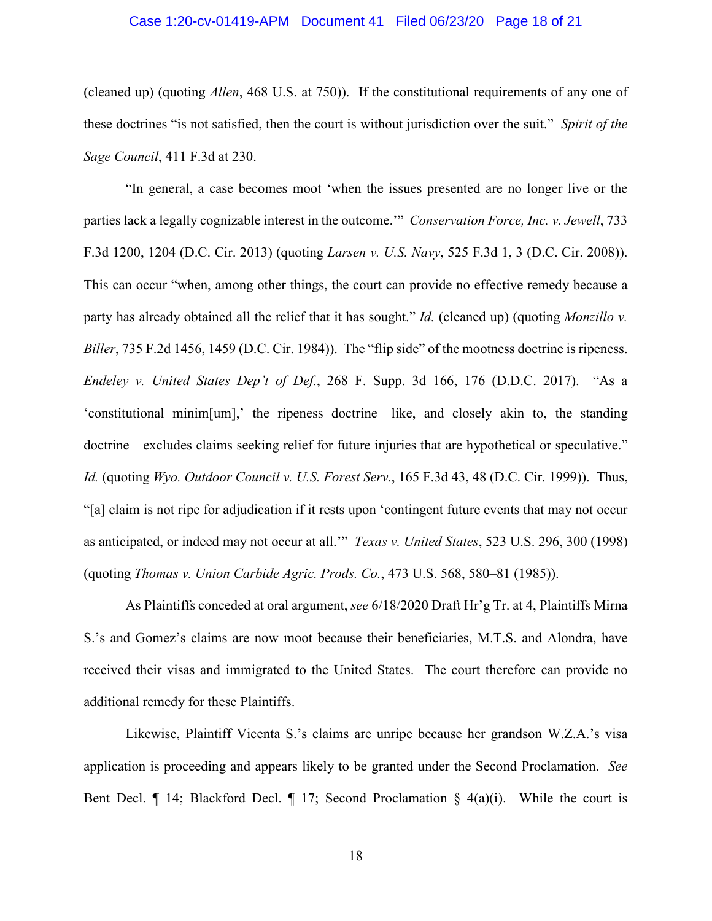(cleaned up) (quoting *Allen*, 468 U.S. at 750)). If the constitutional requirements of any one of these doctrines "is not satisfied, then the court is without jurisdiction over the suit." *Spirit of the Sage Council*, 411 F.3d at 230.

"In general, a case becomes moot 'when the issues presented are no longer live or the parties lack a legally cognizable interest in the outcome.'" *Conservation Force, Inc. v. Jewell*, 733 F.3d 1200, 1204 (D.C. Cir. 2013) (quoting *Larsen v. U.S. Navy*, 525 F.3d 1, 3 (D.C. Cir. 2008)). This can occur "when, among other things, the court can provide no effective remedy because a party has already obtained all the relief that it has sought." *Id.* (cleaned up) (quoting *Monzillo v. Biller*, 735 F.2d 1456, 1459 (D.C. Cir. 1984)). The "flip side" of the mootness doctrine is ripeness. *Endeley v. United States Dep't of Def.*, 268 F. Supp. 3d 166, 176 (D.D.C. 2017). "As a 'constitutional minim[um],' the ripeness doctrine—like, and closely akin to, the standing doctrine—excludes claims seeking relief for future injuries that are hypothetical or speculative." *Id.* (quoting *Wyo. Outdoor Council v. U.S. Forest Serv.*, 165 F.3d 43, 48 (D.C. Cir. 1999)). Thus, "[a] claim is not ripe for adjudication if it rests upon 'contingent future events that may not occur as anticipated, or indeed may not occur at all.'" *Texas v. United States*, 523 U.S. 296, 300 (1998) (quoting *Thomas v. Union Carbide Agric. Prods. Co.*, 473 U.S. 568, 580–81 (1985)).

As Plaintiffs conceded at oral argument, *see* 6/18/2020 Draft Hr'g Tr. at 4, Plaintiffs Mirna S.'s and Gomez's claims are now moot because their beneficiaries, M.T.S. and Alondra, have received their visas and immigrated to the United States. The court therefore can provide no additional remedy for these Plaintiffs.

Likewise, Plaintiff Vicenta S.'s claims are unripe because her grandson W.Z.A.'s visa application is proceeding and appears likely to be granted under the Second Proclamation. *See* Bent Decl. ¶ 14; Blackford Decl. ¶ 17; Second Proclamation § 4(a)(i). While the court is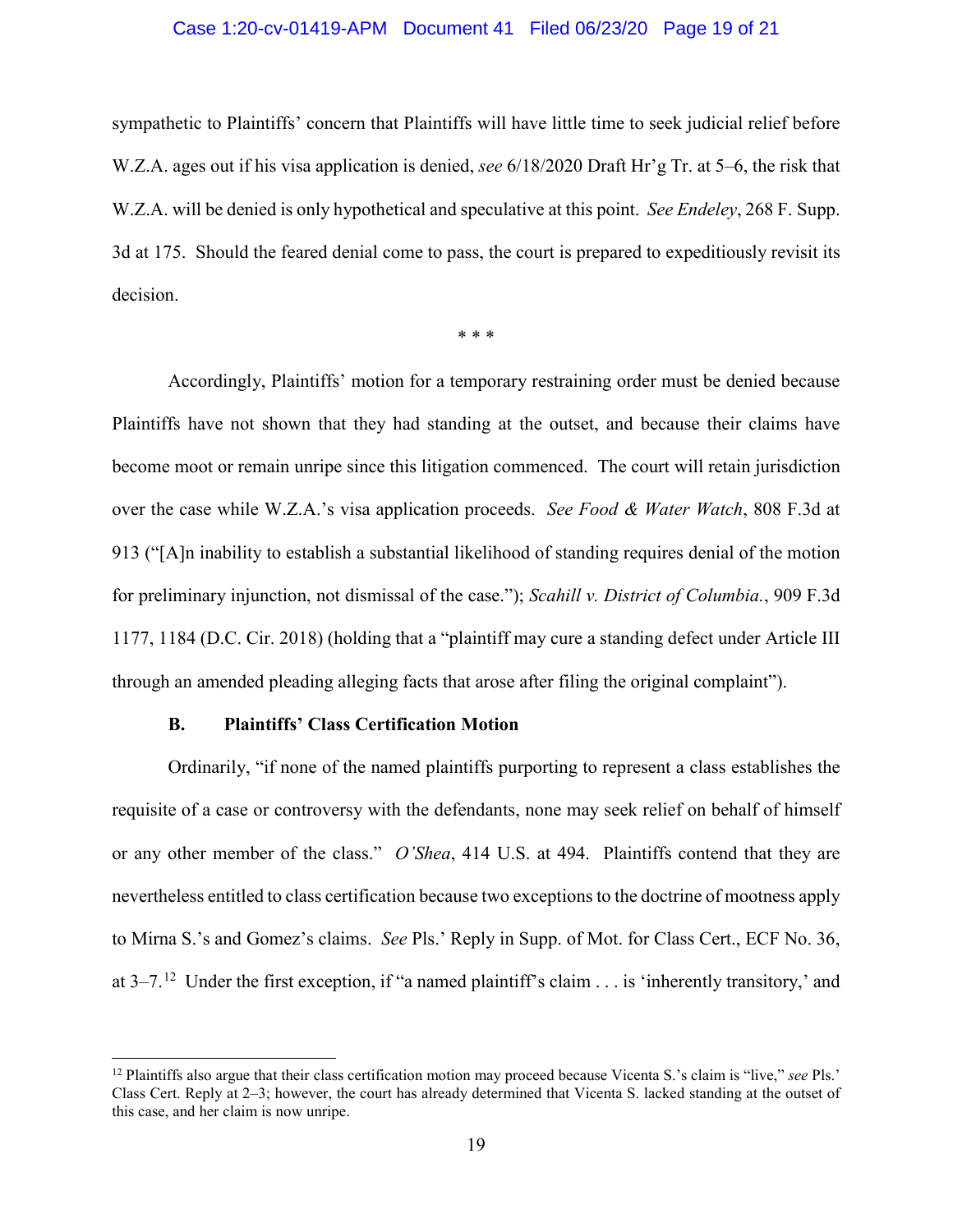sympathetic to Plaintiffs' concern that Plaintiffs will have little time to seek judicial relief before W.Z.A. ages out if his visa application is denied, *see* 6/18/2020 Draft Hr'g Tr. at 5–6, the risk that W.Z.A. will be denied is only hypothetical and speculative at this point. *See Endeley*, 268 F. Supp. 3d at 175. Should the feared denial come to pass, the court is prepared to expeditiously revisit its decision.

\* \* \*

Accordingly, Plaintiffs' motion for a temporary restraining order must be denied because Plaintiffs have not shown that they had standing at the outset, and because their claims have become moot or remain unripe since this litigation commenced. The court will retain jurisdiction over the case while W.Z.A.'s visa application proceeds. *See Food & Water Watch*, 808 F.3d at 913 ("[A]n inability to establish a substantial likelihood of standing requires denial of the motion for preliminary injunction, not dismissal of the case."); *Scahill v. District of Columbia.*, 909 F.3d 1177, 1184 (D.C. Cir. 2018) (holding that a "plaintiff may cure a standing defect under Article III through an amended pleading alleging facts that arose after filing the original complaint").

### B. Plaintiffs' Class Certification Motion

Ordinarily, "if none of the named plaintiffs purporting to represent a class establishes the requisite of a case or controversy with the defendants, none may seek relief on behalf of himself or any other member of the class." *O'Shea*, 414 U.S. at 494. Plaintiffs contend that they are nevertheless entitled to class certification because two exceptions to the doctrine of mootness apply to Mirna S.'s and Gomez's claims. *See* Pls.' Reply in Supp. of Mot. for Class Cert., ECF No. 36, at 3–7.[12] Under the first exception, if "a named plaintiff's claim . . . is 'inherently transitory,' and

---

[12] Plaintiffs also argue that their class certification motion may proceed because Vicenta S.'s claim is "live," *see* Pls.' Class Cert. Reply at 2–3; however, the court has already determined that Vicenta S. lacked standing at the outset of this case, and her claim is now unripe.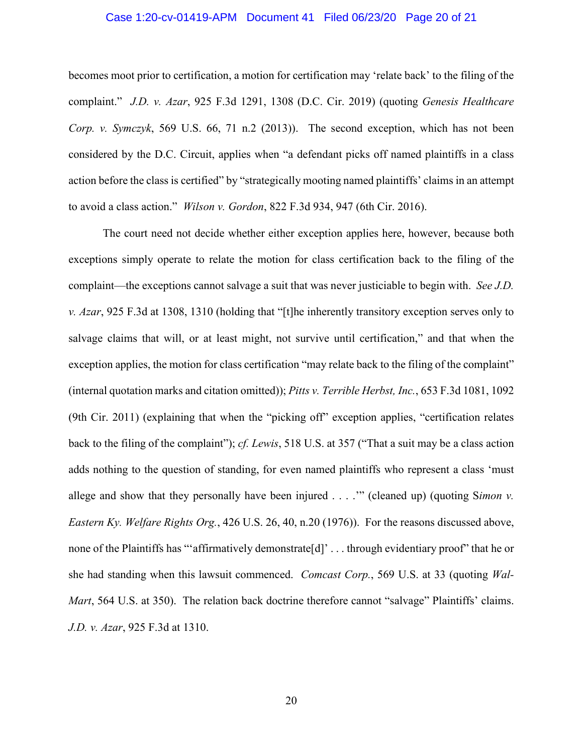becomes moot prior to certification, a motion for certification may 'relate back' to the filing of the complaint." *J.D. v. Azar*, 925 F.3d 1291, 1308 (D.C. Cir. 2019) (quoting *Genesis Healthcare Corp. v. Symczyk*, 569 U.S. 66, 71 n.2 (2013)). The second exception, which has not been considered by the D.C. Circuit, applies when "a defendant picks off named plaintiffs in a class action before the class is certified" by "strategically mooting named plaintiffs' claims in an attempt to avoid a class action." *Wilson v. Gordon*, 822 F.3d 934, 947 (6th Cir. 2016).

The court need not decide whether either exception applies here, however, because both exceptions simply operate to relate the motion for class certification back to the filing of the complaint—the exceptions cannot salvage a suit that was never justiciable to begin with. *See J.D. v. Azar*, 925 F.3d at 1308, 1310 (holding that "[t]he inherently transitory exception serves only to salvage claims that will, or at least might, not survive until certification," and that when the exception applies, the motion for class certification "may relate back to the filing of the complaint" (internal quotation marks and citation omitted)); *Pitts v. Terrible Herbst, Inc.*, 653 F.3d 1081, 1092 (9th Cir. 2011) (explaining that when the "picking off" exception applies, "certification relates back to the filing of the complaint"); *cf. Lewis*, 518 U.S. at 357 ("That a suit may be a class action adds nothing to the question of standing, for even named plaintiffs who represent a class 'must allege and show that they personally have been injured . . . .'" (cleaned up) (quoting S*imon v. Eastern Ky. Welfare Rights Org.*, 426 U.S. 26, 40, n.20 (1976)). For the reasons discussed above, none of the Plaintiffs has "'affirmatively demonstrate[d]' . . . through evidentiary proof" that he or she had standing when this lawsuit commenced. *Comcast Corp.*, 569 U.S. at 33 (quoting *Wal-Mart*, 564 U.S. at 350). The relation back doctrine therefore cannot "salvage" Plaintiffs' claims. *J.D. v. Azar*, 925 F.3d at 1310.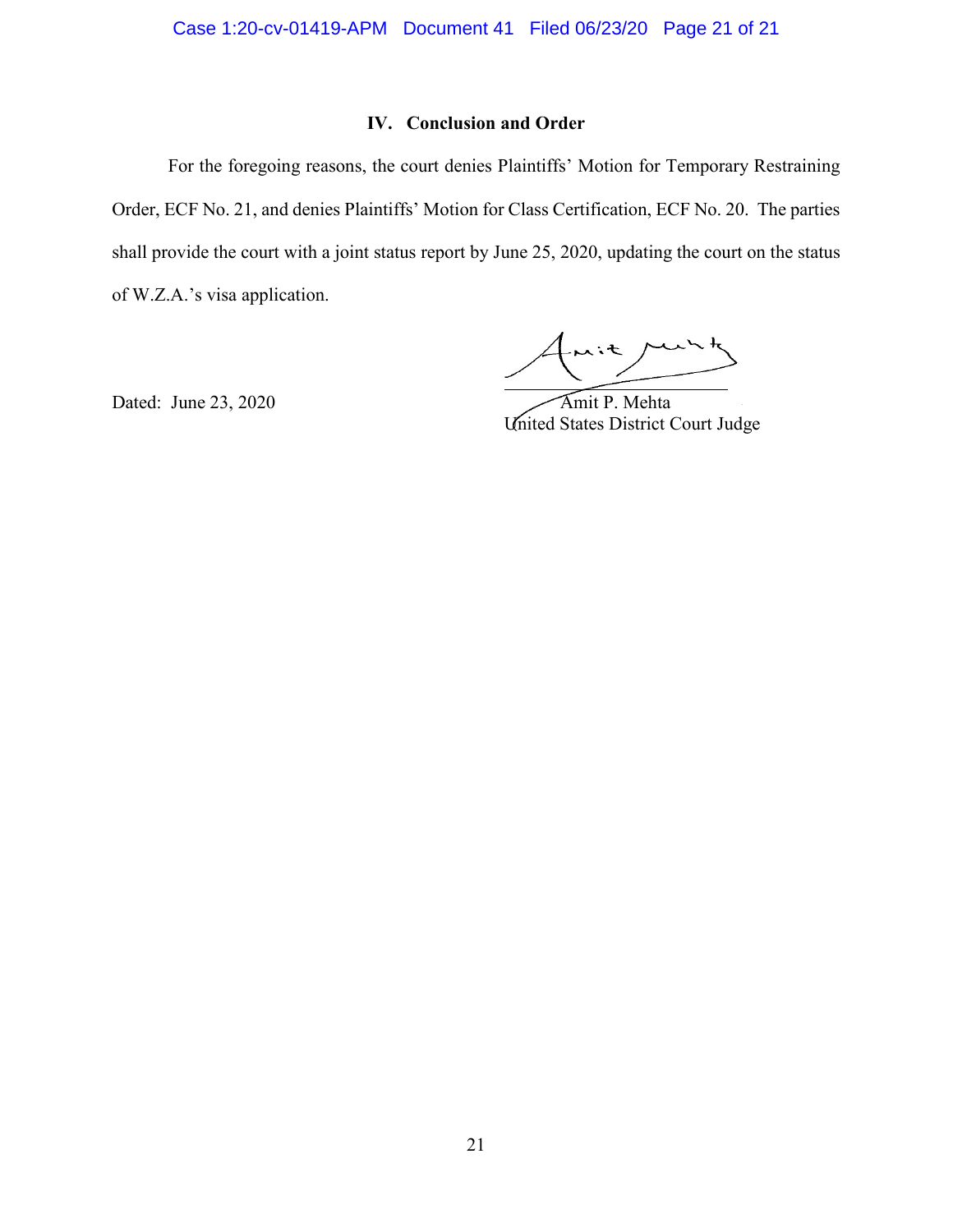## IV. Conclusion and Order

For the foregoing reasons, the court denies Plaintiffs' Motion for Temporary Restraining Order, ECF No. 21, and denies Plaintiffs' Motion for Class Certification, ECF No. 20. The parties shall provide the court with a joint status report by June 25, 2020, updating the court on the status of W.Z.A.'s visa application.

Dated: June 23, 2020

Amit P. Mehta
United States District Court Judge